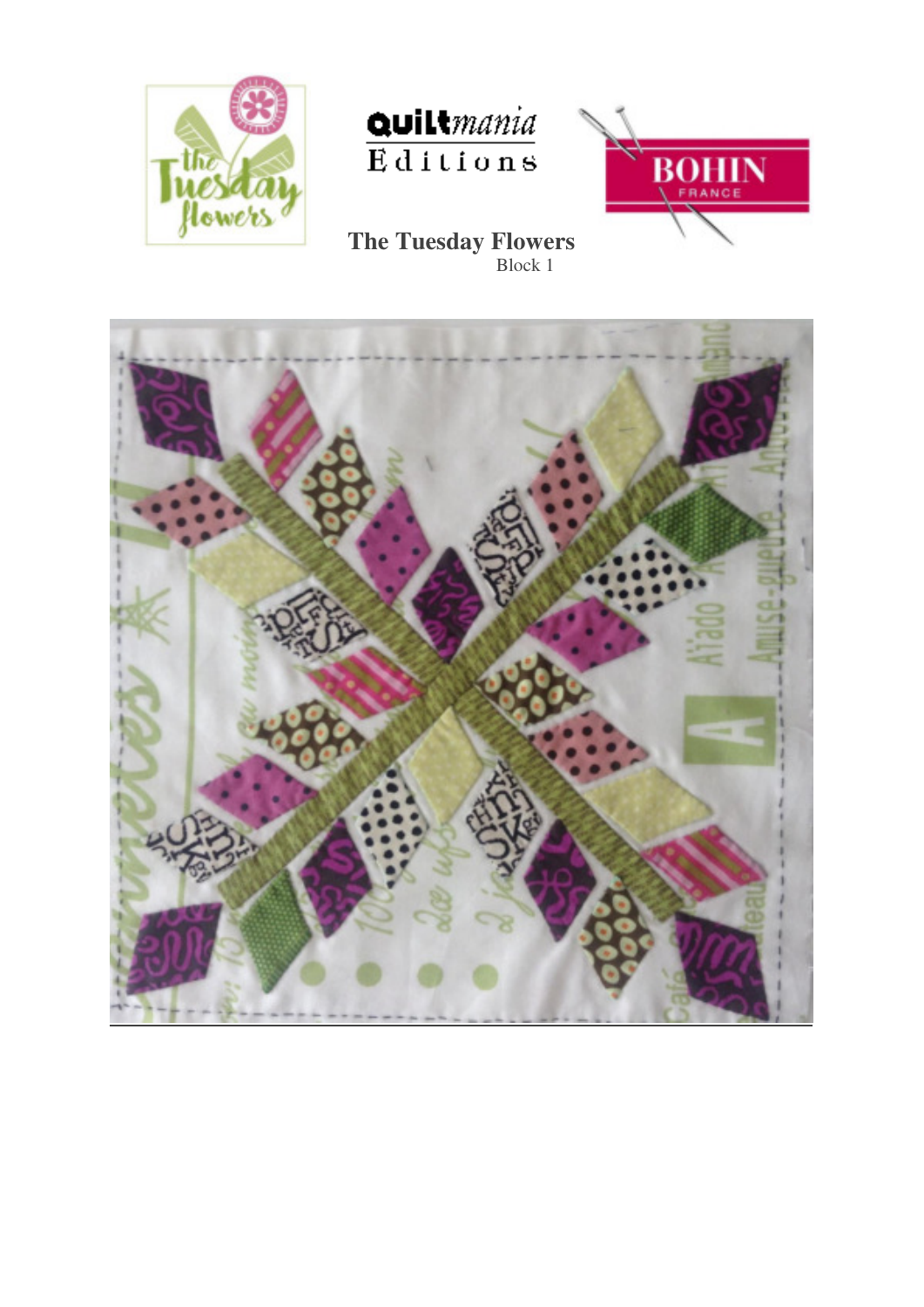# The Tuesday Flowers

Block 1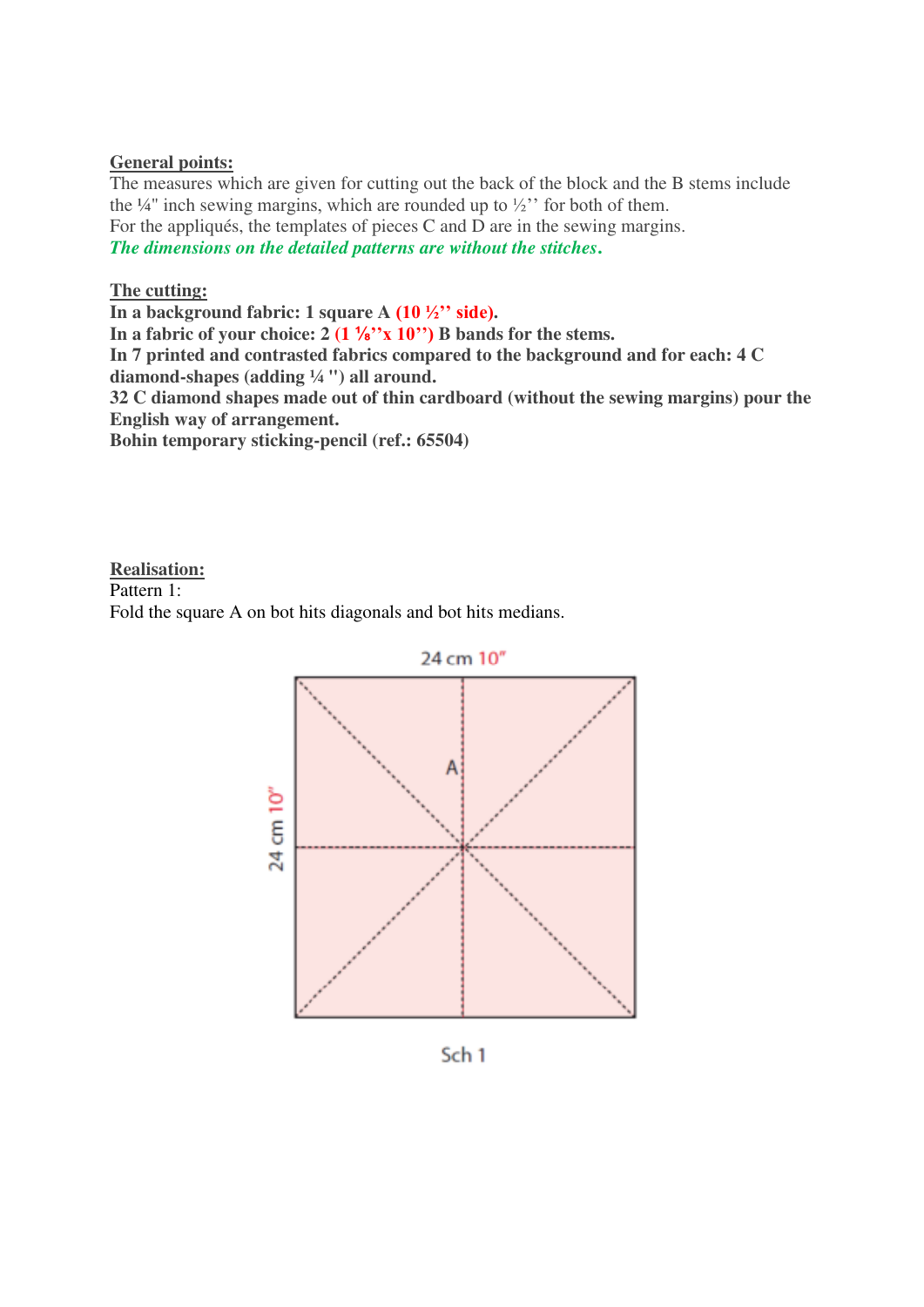**General points:**

The measures which are given for cutting out the back of the block and the B stems include the ¼" inch sewing margins, which are rounded up to ½'' for both of them.

For the appliqués, the templates of pieces C and D are in the sewing margins.

***The dimensions on the detailed patterns are without the stitches.***

**The cutting:**

**In a background fabric: 1 square A (10 ½'' side).**

**In a fabric of your choice: 2 (1 ⅛''x 10'') B bands for the stems.**

**In 7 printed and contrasted fabrics compared to the background and for each: 4 C diamond-shapes (adding ¼ ") all around.**

**32 C diamond shapes made out of thin cardboard (without the sewing margins) pour the English way of arrangement.**

**Bohin temporary sticking-pencil (ref.: 65504)**

**Realisation:**

Pattern 1:

Fold the square A on bot hits diagonals and bot hits medians.

24 cm 10"

A

24 cm 10"

Sch 1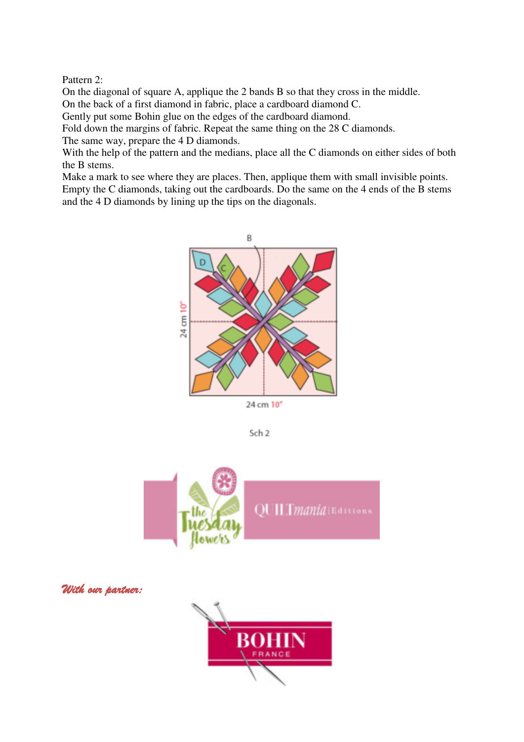Pattern 2:

On the diagonal of square A, applique the 2 bands B so that they cross in the middle.
On the back of a first diamond in fabric, place a cardboard diamond C.
Gently put some Bohin glue on the edges of the cardboard diamond.
Fold down the margins of fabric. Repeat the same thing on the 28 C diamonds.
The same way, prepare the 4 D diamonds.
With the help of the pattern and the medians, place all the C diamonds on either sides of both the B stems.
Make a mark to see where they are places. Then, applique them with small invisible points.
Empty the C diamonds, taking out the cardboards. Do the same on the 4 ends of the B stems and the 4 D diamonds by lining up the tips on the diagonals.

Sch 2

*With our partner:*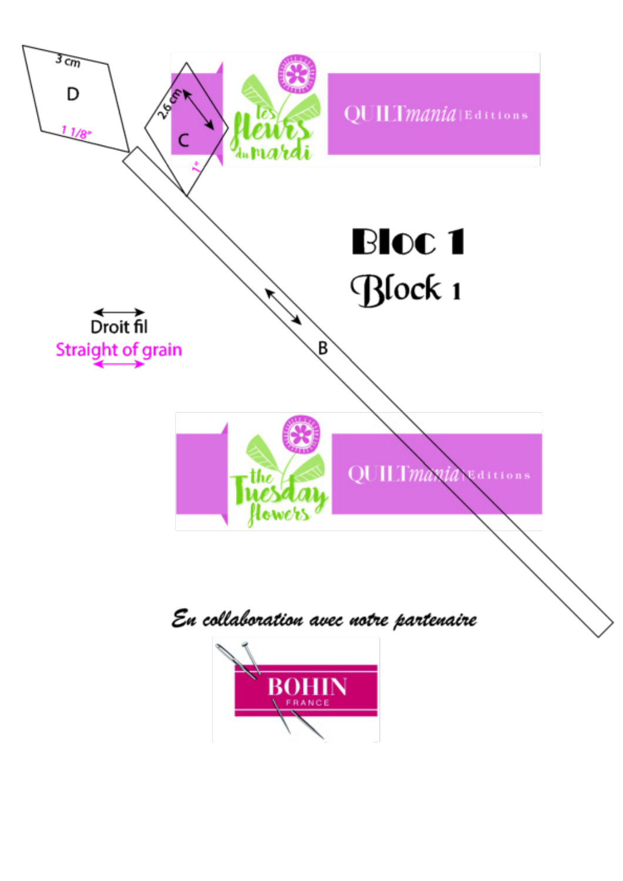3 cm

D

1 1/8"

2,6 cm

C

1"

les fleurs du mardi

QUILTmania | Editions

# Bloc 1

## Block 1

Droit fil

Straight of grain

B

the Tuesday flowers

QUILTmania | Editions

*En collaboration avec notre partenaire*

BOHIN FRANCE